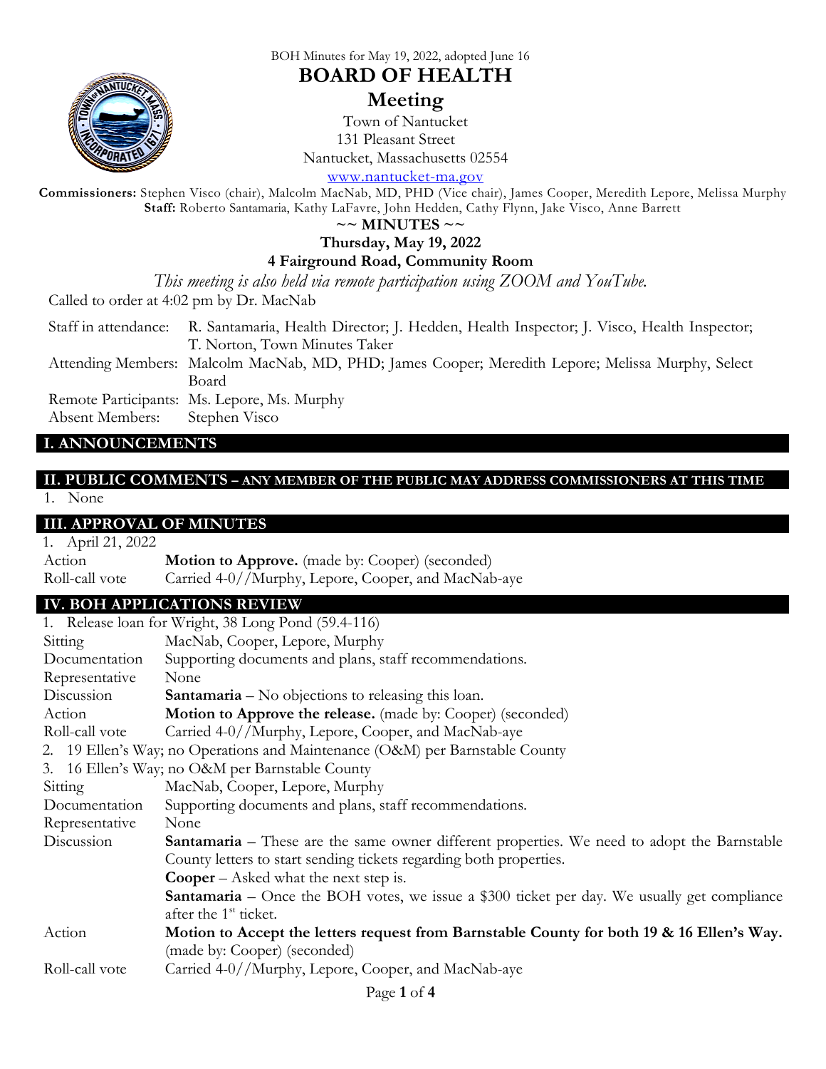BOH Minutes for May 19, 2022, adopted June 16

# BOARD OF HEALTH
## Meeting

Town of Nantucket
131 Pleasant Street
Nantucket, Massachusetts 02554
www.nantucket-ma.gov

**Commissioners:** Stephen Visco (chair), Malcolm MacNab, MD, PHD (Vice chair), James Cooper, Meredith Lepore, Melissa Murphy
**Staff:** Roberto Santamaria, Kathy LaFavre, John Hedden, Cathy Flynn, Jake Visco, Anne Barrett

**~~ MINUTES ~~**

**Thursday, May 19, 2022**

**4 Fairground Road, Community Room**

*This meeting is also held via remote participation using ZOOM and YouTube.*

Called to order at 4:02 pm by Dr. MacNab

| | |
|---|---|
| Staff in attendance: | R. Santamaria, Health Director; J. Hedden, Health Inspector; J. Visco, Health Inspector; T. Norton, Town Minutes Taker |
| Attending Members: | Malcolm MacNab, MD, PHD; James Cooper; Meredith Lepore; Melissa Murphy, Select Board |
| Remote Participants: | Ms. Lepore, Ms. Murphy |
| Absent Members: | Stephen Visco |

## I. ANNOUNCEMENTS

## II. PUBLIC COMMENTS – ANY MEMBER OF THE PUBLIC MAY ADDRESS COMMISSIONERS AT THIS TIME

1. None

## III. APPROVAL OF MINUTES

1. April 21, 2022

| | |
|---|---|
| Action | **Motion to Approve.** (made by: Cooper) (seconded) |
| Roll-call vote | Carried 4-0//Murphy, Lepore, Cooper, and MacNab-aye |

## IV. BOH APPLICATIONS REVIEW

1. Release loan for Wright, 38 Long Pond (59.4-116)

| | |
|---|---|
| Sitting | MacNab, Cooper, Lepore, Murphy |
| Documentation | Supporting documents and plans, staff recommendations. |
| Representative | None |
| Discussion | **Santamaria** – No objections to releasing this loan. |
| Action | **Motion to Approve the release.** (made by: Cooper) (seconded) |
| Roll-call vote | Carried 4-0//Murphy, Lepore, Cooper, and MacNab-aye |

2. 19 Ellen's Way; no Operations and Maintenance (O&M) per Barnstable County
3. 16 Ellen's Way; no O&M per Barnstable County

| | |
|---|---|
| Sitting | MacNab, Cooper, Lepore, Murphy |
| Documentation | Supporting documents and plans, staff recommendations. |
| Representative | None |
| Discussion | **Santamaria** – These are the same owner different properties. We need to adopt the Barnstable County letters to start sending tickets regarding both properties.<br>**Cooper** – Asked what the next step is.<br>**Santamaria** – Once the BOH votes, we issue a $300 ticket per day. We usually get compliance after the 1st ticket. |
| Action | **Motion to Accept the letters request from Barnstable County for both 19 & 16 Ellen's Way.** (made by: Cooper) (seconded) |
| Roll-call vote | Carried 4-0//Murphy, Lepore, Cooper, and MacNab-aye |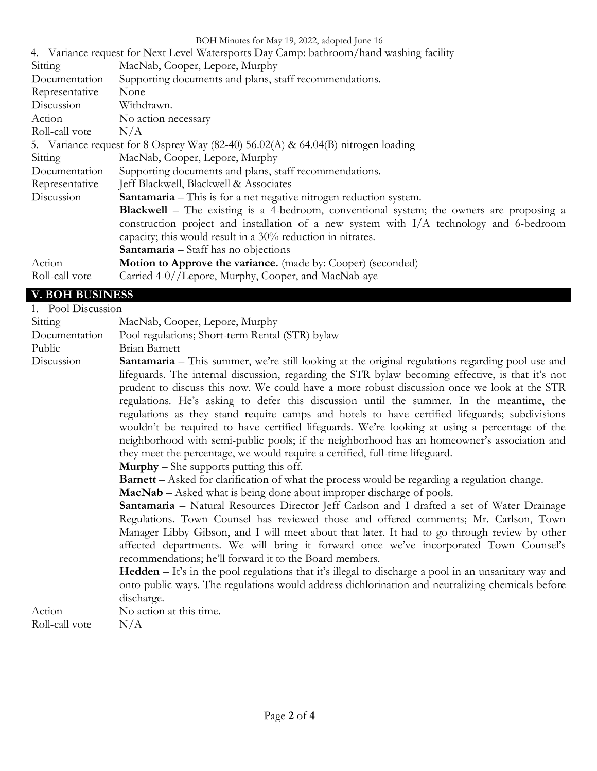4. Variance request for Next Level Watersports Day Camp: bathroom/hand washing facility

| | |
|---|---|
| Sitting | MacNab, Cooper, Lepore, Murphy |
| Documentation | Supporting documents and plans, staff recommendations. |
| Representative | None |
| Discussion | Withdrawn. |
| Action | No action necessary |
| Roll-call vote | N/A |

5. Variance request for 8 Osprey Way (82-40) 56.02(A) & 64.04(B) nitrogen loading

| | |
|---|---|
| Sitting | MacNab, Cooper, Lepore, Murphy |
| Documentation | Supporting documents and plans, staff recommendations. |
| Representative | Jeff Blackwell, Blackwell & Associates |
| Discussion | **Santamaria** – This is for a net negative nitrogen reduction system.<br>**Blackwell** – The existing is a 4-bedroom, conventional system; the owners are proposing a construction project and installation of a new system with I/A technology and 6-bedroom capacity; this would result in a 30% reduction in nitrates.<br>**Santamaria** – Staff has no objections |
| Action | **Motion to Approve the variance.** (made by: Cooper) (seconded) |
| Roll-call vote | Carried 4-0//Lepore, Murphy, Cooper, and MacNab-aye |

## V. BOH BUSINESS

1. Pool Discussion

| | |
|---|---|
| Sitting | MacNab, Cooper, Lepore, Murphy |
| Documentation | Pool regulations; Short-term Rental (STR) bylaw |
| Public | Brian Barnett |
| Discussion | **Santamaria** – This summer, we're still looking at the original regulations regarding pool use and lifeguards. The internal discussion, regarding the STR bylaw becoming effective, is that it's not prudent to discuss this now. We could have a more robust discussion once we look at the STR regulations. He's asking to defer this discussion until the summer. In the meantime, the regulations as they stand require camps and hotels to have certified lifeguards; subdivisions wouldn't be required to have certified lifeguards. We're looking at using a percentage of the neighborhood with semi-public pools; if the neighborhood has an homeowner's association and they meet the percentage, we would require a certified, full-time lifeguard.<br>**Murphy** – She supports putting this off.<br>**Barnett** – Asked for clarification of what the process would be regarding a regulation change.<br>**MacNab** – Asked what is being done about improper discharge of pools.<br>**Santamaria** – Natural Resources Director Jeff Carlson and I drafted a set of Water Drainage Regulations. Town Counsel has reviewed those and offered comments; Mr. Carlson, Town Manager Libby Gibson, and I will meet about that later. It had to go through review by other affected departments. We will bring it forward once we've incorporated Town Counsel's recommendations; he'll forward it to the Board members.<br>**Hedden** – It's in the pool regulations that it's illegal to discharge a pool in an unsanitary way and onto public ways. The regulations would address dichlorination and neutralizing chemicals before discharge. |
| Action | No action at this time. |
| Roll-call vote | N/A |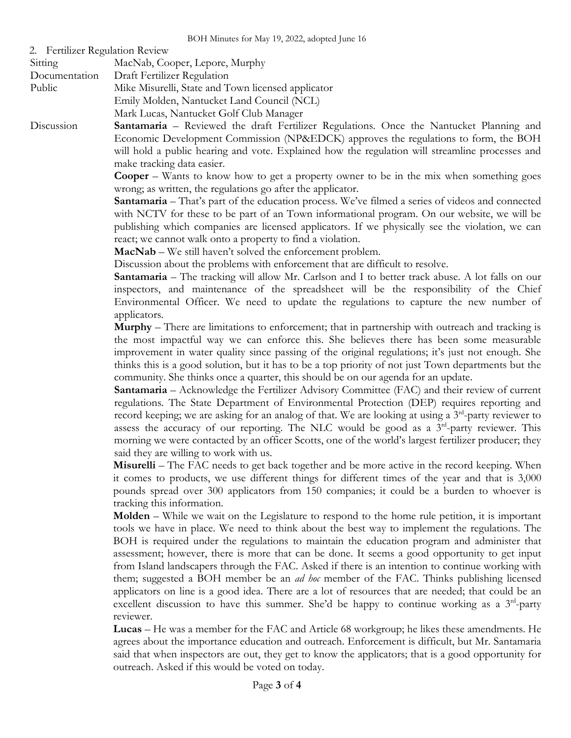2. Fertilizer Regulation Review

| | |
|---|---|
| Sitting | MacNab, Cooper, Lepore, Murphy |
| Documentation | Draft Fertilizer Regulation |
| Public | Mike Misurelli, State and Town licensed applicator<br>Emily Molden, Nantucket Land Council (NCL)<br>Mark Lucas, Nantucket Golf Club Manager |

Discussion

**Santamaria** – Reviewed the draft Fertilizer Regulations. Once the Nantucket Planning and Economic Development Commission (NP&EDCK) approves the regulations to form, the BOH will hold a public hearing and vote. Explained how the regulation will streamline processes and make tracking data easier.

**Cooper** – Wants to know how to get a property owner to be in the mix when something goes wrong; as written, the regulations go after the applicator.

**Santamaria** – That's part of the education process. We've filmed a series of videos and connected with NCTV for these to be part of an Town informational program. On our website, we will be publishing which companies are licensed applicators. If we physically see the violation, we can react; we cannot walk onto a property to find a violation.

**MacNab** – We still haven't solved the enforcement problem.

Discussion about the problems with enforcement that are difficult to resolve.

**Santamaria** – The tracking will allow Mr. Carlson and I to better track abuse. A lot falls on our inspectors, and maintenance of the spreadsheet will be the responsibility of the Chief Environmental Officer. We need to update the regulations to capture the new number of applicators.

**Murphy** – There are limitations to enforcement; that in partnership with outreach and tracking is the most impactful way we can enforce this. She believes there has been some measurable improvement in water quality since passing of the original regulations; it's just not enough. She thinks this is a good solution, but it has to be a top priority of not just Town departments but the community. She thinks once a quarter, this should be on our agenda for an update.

**Santamaria** – Acknowledge the Fertilizer Advisory Committee (FAC) and their review of current regulations. The State Department of Environmental Protection (DEP) requires reporting and record keeping; we are asking for an analog of that. We are looking at using a 3rd-party reviewer to assess the accuracy of our reporting. The NLC would be good as a 3rd-party reviewer. This morning we were contacted by an officer Scotts, one of the world's largest fertilizer producer; they said they are willing to work with us.

**Misurelli** – The FAC needs to get back together and be more active in the record keeping. When it comes to products, we use different things for different times of the year and that is 3,000 pounds spread over 300 applicators from 150 companies; it could be a burden to whoever is tracking this information.

**Molden** – While we wait on the Legislature to respond to the home rule petition, it is important tools we have in place. We need to think about the best way to implement the regulations. The BOH is required under the regulations to maintain the education program and administer that assessment; however, there is more that can be done. It seems a good opportunity to get input from Island landscapers through the FAC. Asked if there is an intention to continue working with them; suggested a BOH member be an *ad hoc* member of the FAC. Thinks publishing licensed applicators on line is a good idea. There are a lot of resources that are needed; that could be an excellent discussion to have this summer. She'd be happy to continue working as a 3rd-party reviewer.

**Lucas** – He was a member for the FAC and Article 68 workgroup; he likes these amendments. He agrees about the importance education and outreach. Enforcement is difficult, but Mr. Santamaria said that when inspectors are out, they get to know the applicators; that is a good opportunity for outreach. Asked if this would be voted on today.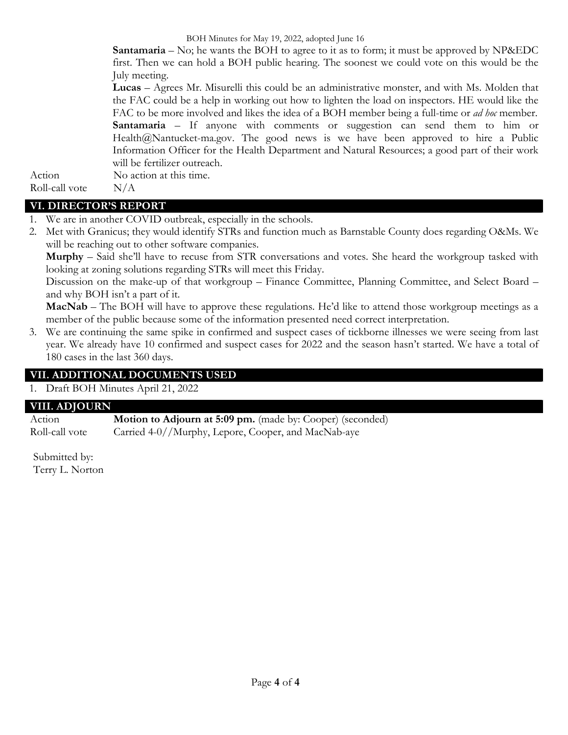**Santamaria** – No; he wants the BOH to agree to it as to form; it must be approved by NP&EDC first. Then we can hold a BOH public hearing. The soonest we could vote on this would be the July meeting.

**Lucas** – Agrees Mr. Misurelli this could be an administrative monster, and with Ms. Molden that the FAC could be a help in working out how to lighten the load on inspectors. HE would like the FAC to be more involved and likes the idea of a BOH member being a full-time or *ad hoc* member.

**Santamaria** – If anyone with comments or suggestion can send them to him or Health@Nantucket-ma.gov. The good news is we have been approved to hire a Public Information Officer for the Health Department and Natural Resources; a good part of their work will be fertilizer outreach.

| | |
|---|---|
| Action | No action at this time. |
| Roll-call vote | N/A |

## VI. DIRECTOR'S REPORT

1. We are in another COVID outbreak, especially in the schools.
2. Met with Granicus; they would identify STRs and function much as Barnstable County does regarding O&Ms. We will be reaching out to other software companies.

   **Murphy** – Said she'll have to recuse from STR conversations and votes. She heard the workgroup tasked with looking at zoning solutions regarding STRs will meet this Friday.

   Discussion on the make-up of that workgroup – Finance Committee, Planning Committee, and Select Board – and why BOH isn't a part of it.

   **MacNab** – The BOH will have to approve these regulations. He'd like to attend those workgroup meetings as a member of the public because some of the information presented need correct interpretation.
3. We are continuing the same spike in confirmed and suspect cases of tickborne illnesses we were seeing from last year. We already have 10 confirmed and suspect cases for 2022 and the season hasn't started. We have a total of 180 cases in the last 360 days.

## VII. ADDITIONAL DOCUMENTS USED

1. Draft BOH Minutes April 21, 2022

## VIII. ADJOURN

| | |
|---|---|
| Action | **Motion to Adjourn at 5:09 pm.** (made by: Cooper) (seconded) |
| Roll-call vote | Carried 4-0//Murphy, Lepore, Cooper, and MacNab-aye |

Submitted by:
Terry L. Norton